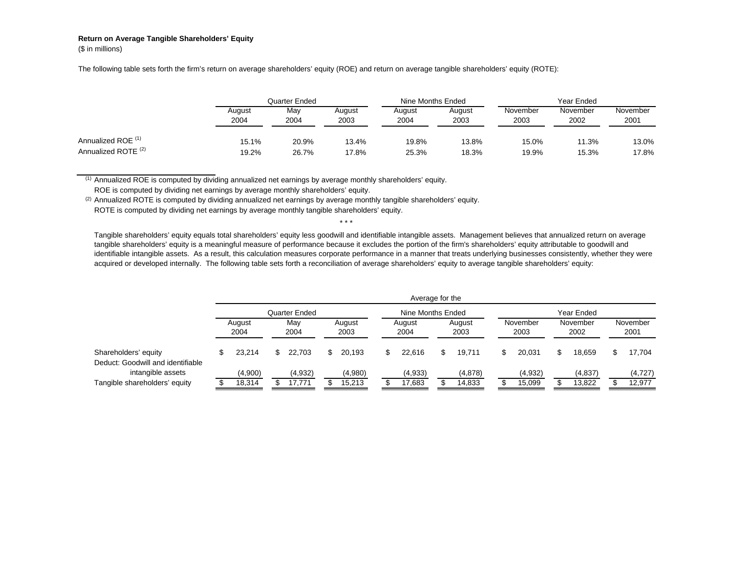**Return on Average Tangible Shareholders' Equity**

($ in millions)

The following table sets forth the firm's return on average shareholders' equity (ROE) and return on average tangible shareholders' equity (ROTE):

| | Quarter Ended | | | Nine Months Ended | | Year Ended | | |
|---|---|---|---|---|---|---|---|---|
| | August 2004 | May 2004 | August 2003 | August 2004 | August 2003 | November 2003 | November 2002 | November 2001 |
| Annualized ROE [(1)] | 15.1% | 20.9% | 13.4% | 19.8% | 13.8% | 15.0% | 11.3% | 13.0% |
| Annualized ROTE [(2)] | 19.2% | 26.7% | 17.8% | 25.3% | 18.3% | 19.9% | 15.3% | 17.8% |

[(1)] Annualized ROE is computed by dividing annualized net earnings by average monthly shareholders' equity. ROE is computed by dividing net earnings by average monthly shareholders' equity.

[(2)] Annualized ROTE is computed by dividing annualized net earnings by average monthly tangible shareholders' equity. ROTE is computed by dividing net earnings by average monthly tangible shareholders' equity.

\* \* \*

Tangible shareholders' equity equals total shareholders' equity less goodwill and identifiable intangible assets. Management believes that annualized return on average tangible shareholders' equity is a meaningful measure of performance because it excludes the portion of the firm's shareholders' equity attributable to goodwill and identifiable intangible assets. As a result, this calculation measures corporate performance in a manner that treats underlying businesses consistently, whether they were acquired or developed internally. The following table sets forth a reconciliation of average shareholders' equity to average tangible shareholders' equity:

| | Average for the | | | | | | | |
|---|---|---|---|---|---|---|---|---|
| | Quarter Ended | | | Nine Months Ended | | Year Ended | | |
| | August 2004 | May 2004 | August 2003 | August 2004 | August 2003 | November 2003 | November 2002 | November 2001 |
| Shareholders' equity | $ 23,214 | $ 22,703 | $ 20,193 | $ 22,616 | $ 19,711 | $ 20,031 | $ 18,659 | $ 17,704 |
| Deduct: Goodwill and identifiable intangible assets | (4,900) | (4,932) | (4,980) | (4,933) | (4,878) | (4,932) | (4,837) | (4,727) |
| Tangible shareholders' equity | $ 18,314 | $ 17,771 | $ 15,213 | $ 17,683 | $ 14,833 | $ 15,099 | $ 13,822 | $ 12,977 |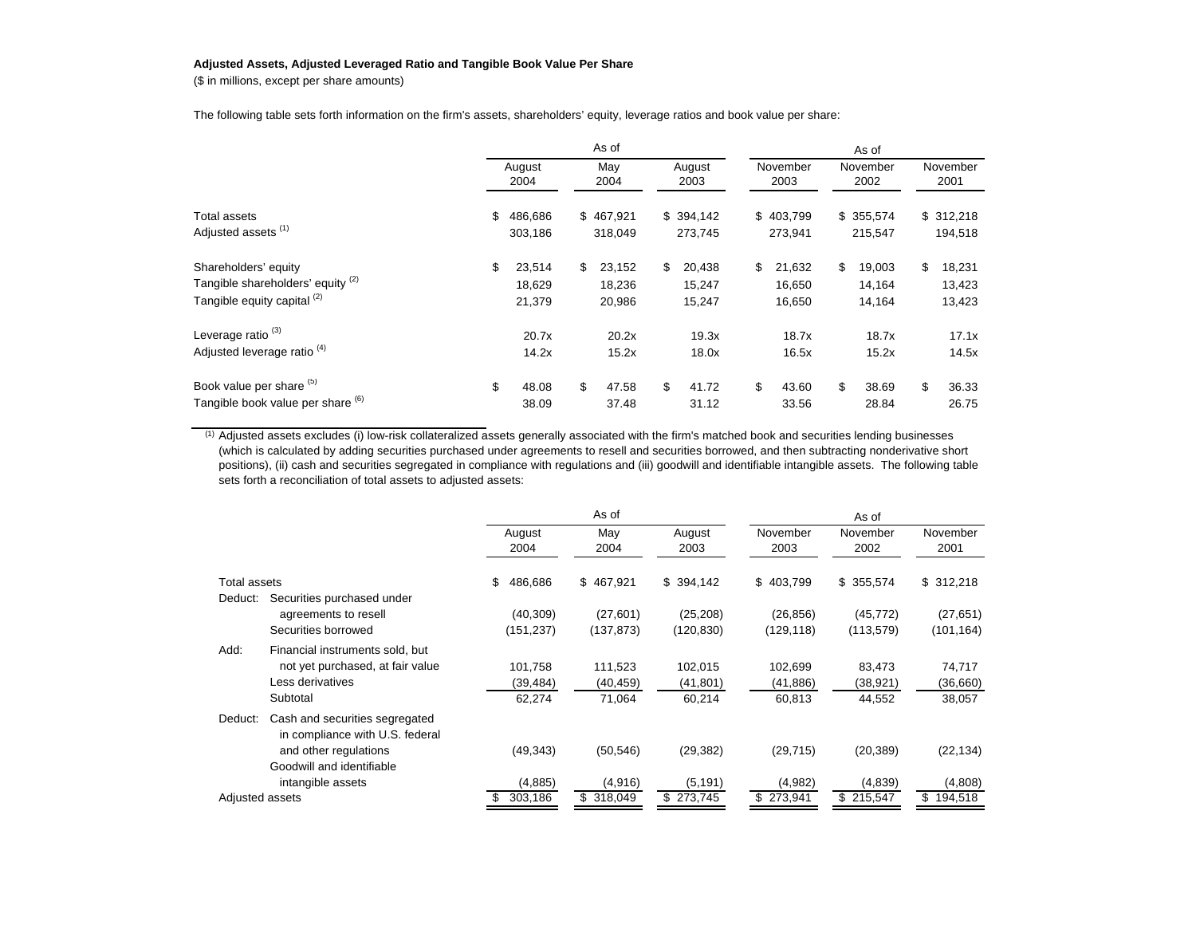**Adjusted Assets, Adjusted Leveraged Ratio and Tangible Book Value Per Share**

($ in millions, except per share amounts)

The following table sets forth information on the firm's assets, shareholders' equity, leverage ratios and book value per share:

| | As of | | | As of | | |
|---|---|---|---|---|---|---|
| | August 2004 | May 2004 | August 2003 | November 2003 | November 2002 | November 2001 |
| Total assets | $ 486,686 | $ 467,921 | $ 394,142 | $ 403,799 | $ 355,574 | $ 312,218 |
| Adjusted assets [(1)] | 303,186 | 318,049 | 273,745 | 273,941 | 215,547 | 194,518 |
| Shareholders' equity | $ 23,514 | $ 23,152 | $ 20,438 | $ 21,632 | $ 19,003 | $ 18,231 |
| Tangible shareholders' equity [(2)] | 18,629 | 18,236 | 15,247 | 16,650 | 14,164 | 13,423 |
| Tangible equity capital [(2)] | 21,379 | 20,986 | 15,247 | 16,650 | 14,164 | 13,423 |
| Leverage ratio [(3)] | 20.7x | 20.2x | 19.3x | 18.7x | 18.7x | 17.1x |
| Adjusted leverage ratio [(4)] | 14.2x | 15.2x | 18.0x | 16.5x | 15.2x | 14.5x |
| Book value per share [(5)] | $ 48.08 | $ 47.58 | $ 41.72 | $ 43.60 | $ 38.69 | $ 36.33 |
| Tangible book value per share [(6)] | 38.09 | 37.48 | 31.12 | 33.56 | 28.84 | 26.75 |

[(1)] Adjusted assets excludes (i) low-risk collateralized assets generally associated with the firm's matched book and securities lending businesses (which is calculated by adding securities purchased under agreements to resell and securities borrowed, and then subtracting nonderivative short positions), (ii) cash and securities segregated in compliance with regulations and (iii) goodwill and identifiable intangible assets. The following table sets forth a reconciliation of total assets to adjusted assets:

| | As of | | | As of | | |
|---|---|---|---|---|---|---|
| | August 2004 | May 2004 | August 2003 | November 2003 | November 2002 | November 2001 |
| Total assets | $ 486,686 | $ 467,921 | $ 394,142 | $ 403,799 | $ 355,574 | $ 312,218 |
| Deduct: Securities purchased under agreements to resell | (40,309) | (27,601) | (25,208) | (26,856) | (45,772) | (27,651) |
| Securities borrowed | (151,237) | (137,873) | (120,830) | (129,118) | (113,579) | (101,164) |
| Add: Financial instruments sold, but not yet purchased, at fair value | 101,758 | 111,523 | 102,015 | 102,699 | 83,473 | 74,717 |
| Less derivatives | (39,484) | (40,459) | (41,801) | (41,886) | (38,921) | (36,660) |
| Subtotal | 62,274 | 71,064 | 60,214 | 60,813 | 44,552 | 38,057 |
| Deduct: Cash and securities segregated in compliance with U.S. federal and other regulations | (49,343) | (50,546) | (29,382) | (29,715) | (20,389) | (22,134) |
| Goodwill and identifiable intangible assets | (4,885) | (4,916) | (5,191) | (4,982) | (4,839) | (4,808) |
| Adjusted assets | $ 303,186 | $ 318,049 | $ 273,745 | $ 273,941 | $ 215,547 | $ 194,518 |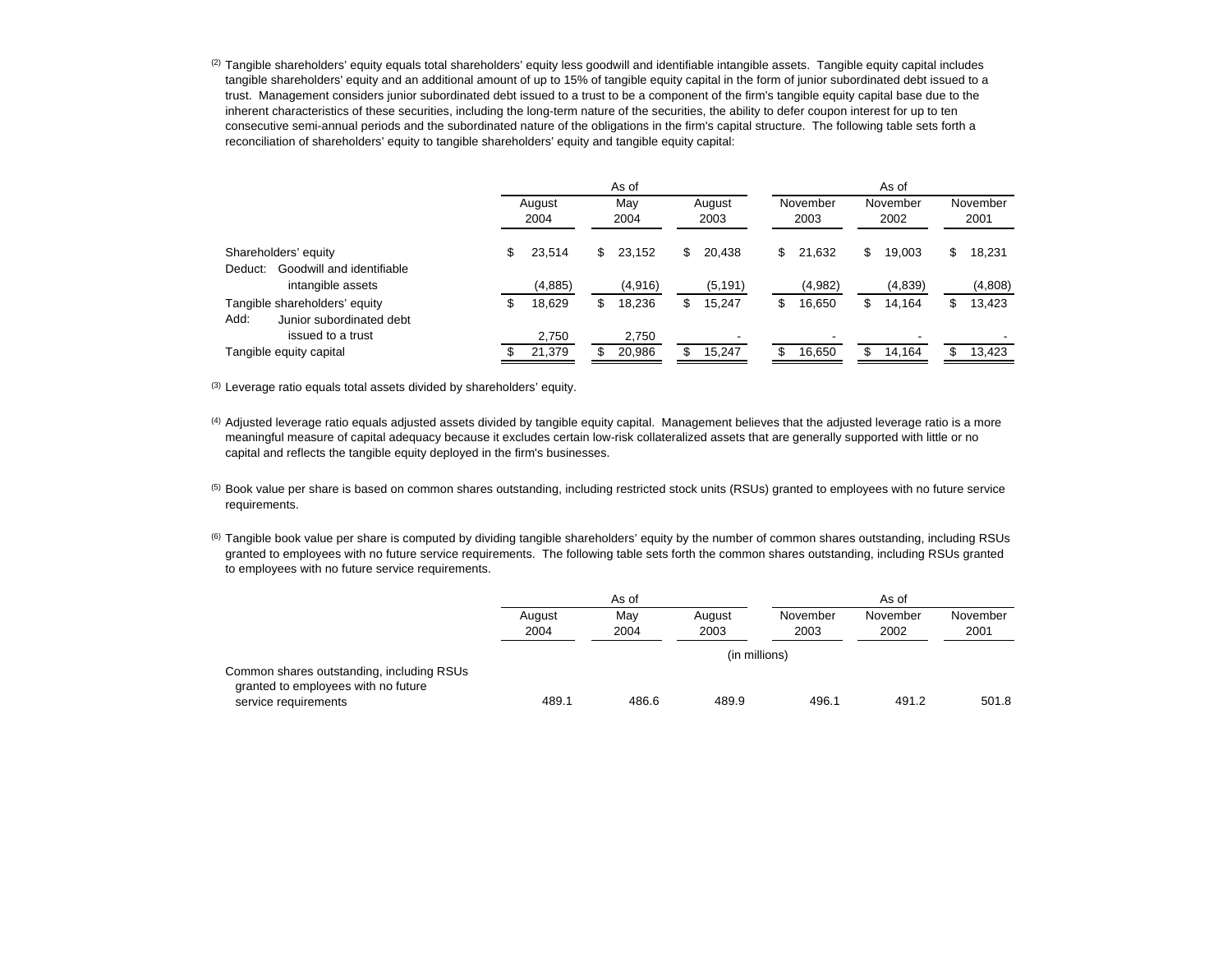(2) Tangible shareholders' equity equals total shareholders' equity less goodwill and identifiable intangible assets. Tangible equity capital includes tangible shareholders' equity and an additional amount of up to 15% of tangible equity capital in the form of junior subordinated debt issued to a trust. Management considers junior subordinated debt issued to a trust to be a component of the firm's tangible equity capital base due to the inherent characteristics of these securities, including the long-term nature of the securities, the ability to defer coupon interest for up to ten consecutive semi-annual periods and the subordinated nature of the obligations in the firm's capital structure. The following table sets forth a reconciliation of shareholders' equity to tangible shareholders' equity and tangible equity capital:

| | As of | | | As of | | |
|---|---|---|---|---|---|---|
| | August 2004 | May 2004 | August 2003 | November 2003 | November 2002 | November 2001 |
| Shareholders' equity | $ 23,514 | $ 23,152 | $ 20,438 | $ 21,632 | $ 19,003 | $ 18,231 |
| Deduct: Goodwill and identifiable intangible assets | (4,885) | (4,916) | (5,191) | (4,982) | (4,839) | (4,808) |
| Tangible shareholders' equity | $ 18,629 | $ 18,236 | $ 15,247 | $ 16,650 | $ 14,164 | $ 13,423 |
| Add: Junior subordinated debt issued to a trust | 2,750 | 2,750 | - | - | - | - |
| Tangible equity capital | $ 21,379 | $ 20,986 | $ 15,247 | $ 16,650 | $ 14,164 | $ 13,423 |

(3) Leverage ratio equals total assets divided by shareholders' equity.

(4) Adjusted leverage ratio equals adjusted assets divided by tangible equity capital. Management believes that the adjusted leverage ratio is a more meaningful measure of capital adequacy because it excludes certain low-risk collateralized assets that are generally supported with little or no capital and reflects the tangible equity deployed in the firm's businesses.

(5) Book value per share is based on common shares outstanding, including restricted stock units (RSUs) granted to employees with no future service requirements.

(6) Tangible book value per share is computed by dividing tangible shareholders' equity by the number of common shares outstanding, including RSUs granted to employees with no future service requirements. The following table sets forth the common shares outstanding, including RSUs granted to employees with no future service requirements.

| | As of | | | As of | | |
|---|---|---|---|---|---|---|
| | August 2004 | May 2004 | August 2003 | November 2003 | November 2002 | November 2001 |
| | (in millions) | | | | | |
| Common shares outstanding, including RSUs granted to employees with no future service requirements | 489.1 | 486.6 | 489.9 | 496.1 | 491.2 | 501.8 |